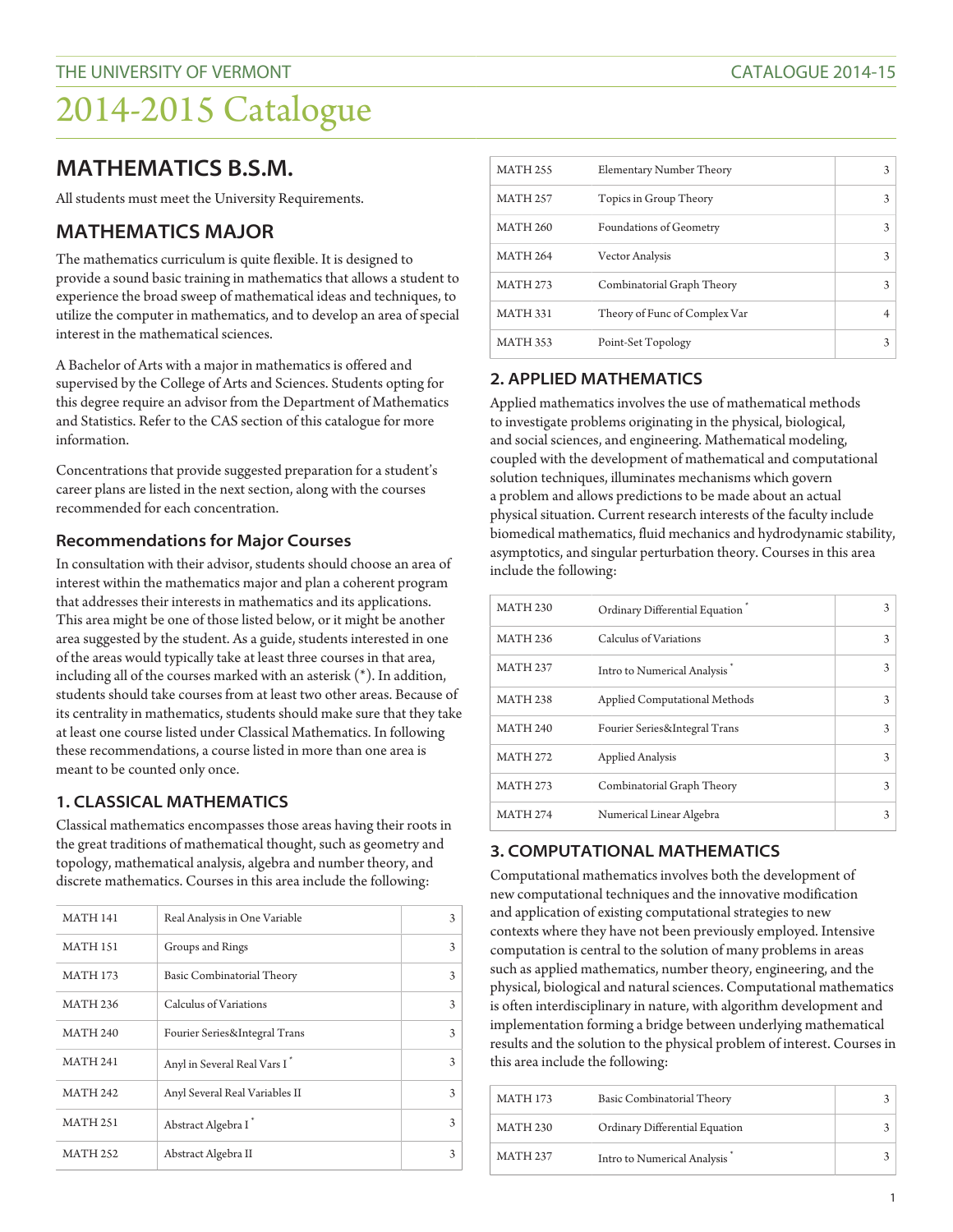# 2014-2015 Catalogue

## MATHEMATICS B.S.M.

All students must meet the University Requirements.

## MATHEMATICS MAJOR

The mathematics curriculum is quite flexible. It is designed to provide a sound basic training in mathematics that allows a student to experience the broad sweep of mathematical ideas and techniques, to utilize the computer in mathematics, and to develop an area of special interest in the mathematical sciences.

A Bachelor of Arts with a major in mathematics is offered and supervised by the College of Arts and Sciences. Students opting for this degree require an advisor from the Department of Mathematics and Statistics. Refer to the CAS section of this catalogue for more information.

Concentrations that provide suggested preparation for a student's career plans are listed in the next section, along with the courses recommended for each concentration.

### Recommendations for Major Courses

In consultation with their advisor, students should choose an area of interest within the mathematics major and plan a coherent program that addresses their interests in mathematics and its applications. This area might be one of those listed below, or it might be another area suggested by the student. As a guide, students interested in one of the areas would typically take at least three courses in that area, including all of the courses marked with an asterisk (*). In addition, students should take courses from at least two other areas. Because of its centrality in mathematics, students should make sure that they take at least one course listed under Classical Mathematics. In following these recommendations, a course listed in more than one area is meant to be counted only once.

## 1. CLASSICAL MATHEMATICS

Classical mathematics encompasses those areas having their roots in the great traditions of mathematical thought, such as geometry and topology, mathematical analysis, algebra and number theory, and discrete mathematics. Courses in this area include the following:

| | | |
|---|---|---|
| MATH 141 | Real Analysis in One Variable | 3 |
| MATH 151 | Groups and Rings | 3 |
| MATH 173 | Basic Combinatorial Theory | 3 |
| MATH 236 | Calculus of Variations | 3 |
| MATH 240 | Fourier Series&Integral Trans | 3 |
| MATH 241 | Anyl in Several Real Vars I * | 3 |
| MATH 242 | Anyl Several Real Variables II | 3 |
| MATH 251 | Abstract Algebra I * | 3 |
| MATH 252 | Abstract Algebra II | 3 |
| MATH 255 | Elementary Number Theory | 3 |
| MATH 257 | Topics in Group Theory | 3 |
| MATH 260 | Foundations of Geometry | 3 |
| MATH 264 | Vector Analysis | 3 |
| MATH 273 | Combinatorial Graph Theory | 3 |
| MATH 331 | Theory of Func of Complex Var | 4 |
| MATH 353 | Point-Set Topology | 3 |

## 2. APPLIED MATHEMATICS

Applied mathematics involves the use of mathematical methods to investigate problems originating in the physical, biological, and social sciences, and engineering. Mathematical modeling, coupled with the development of mathematical and computational solution techniques, illuminates mechanisms which govern a problem and allows predictions to be made about an actual physical situation. Current research interests of the faculty include biomedical mathematics, fluid mechanics and hydrodynamic stability, asymptotics, and singular perturbation theory. Courses in this area include the following:

| | | |
|---|---|---|
| MATH 230 | Ordinary Differential Equation * | 3 |
| MATH 236 | Calculus of Variations | 3 |
| MATH 237 | Intro to Numerical Analysis * | 3 |
| MATH 238 | Applied Computational Methods | 3 |
| MATH 240 | Fourier Series&Integral Trans | 3 |
| MATH 272 | Applied Analysis | 3 |
| MATH 273 | Combinatorial Graph Theory | 3 |
| MATH 274 | Numerical Linear Algebra | 3 |

## 3. COMPUTATIONAL MATHEMATICS

Computational mathematics involves both the development of new computational techniques and the innovative modification and application of existing computational strategies to new contexts where they have not been previously employed. Intensive computation is central to the solution of many problems in areas such as applied mathematics, number theory, engineering, and the physical, biological and natural sciences. Computational mathematics is often interdisciplinary in nature, with algorithm development and implementation forming a bridge between underlying mathematical results and the solution to the physical problem of interest. Courses in this area include the following:

| | | |
|---|---|---|
| MATH 173 | Basic Combinatorial Theory | 3 |
| MATH 230 | Ordinary Differential Equation | 3 |
| MATH 237 | Intro to Numerical Analysis * | 3 |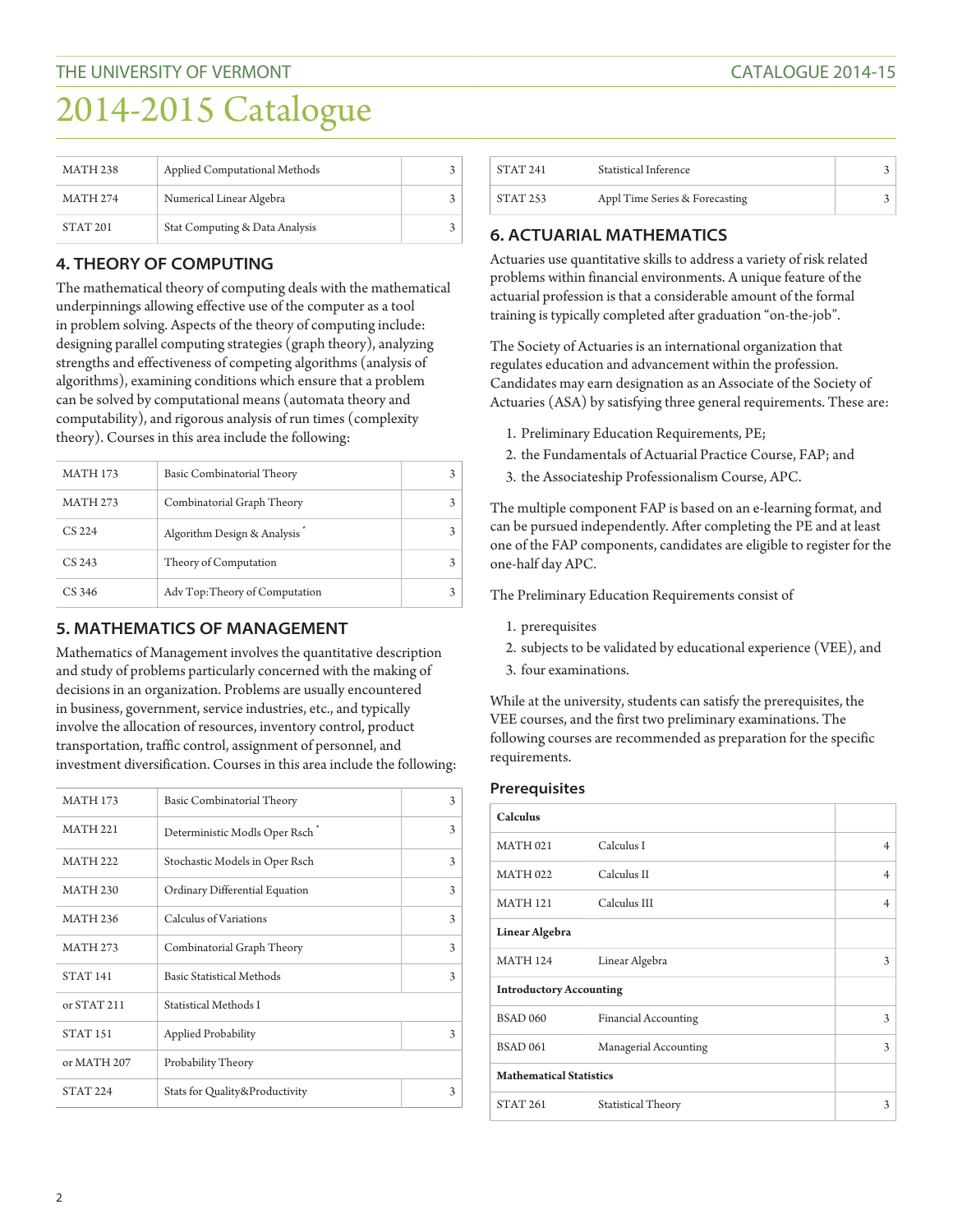| | | |
|---|---|---|
| MATH 238 | Applied Computational Methods | 3 |
| MATH 274 | Numerical Linear Algebra | 3 |
| STAT 201 | Stat Computing & Data Analysis | 3 |

## 4. THEORY OF COMPUTING

The mathematical theory of computing deals with the mathematical underpinnings allowing effective use of the computer as a tool in problem solving. Aspects of the theory of computing include: designing parallel computing strategies (graph theory), analyzing strengths and effectiveness of competing algorithms (analysis of algorithms), examining conditions which ensure that a problem can be solved by computational means (automata theory and computability), and rigorous analysis of run times (complexity theory). Courses in this area include the following:

| | | |
|---|---|---|
| MATH 173 | Basic Combinatorial Theory | 3 |
| MATH 273 | Combinatorial Graph Theory | 3 |
| CS 224 | Algorithm Design & Analysis * | 3 |
| CS 243 | Theory of Computation | 3 |
| CS 346 | Adv Top:Theory of Computation | 3 |

## 5. MATHEMATICS OF MANAGEMENT

Mathematics of Management involves the quantitative description and study of problems particularly concerned with the making of decisions in an organization. Problems are usually encountered in business, government, service industries, etc., and typically involve the allocation of resources, inventory control, product transportation, traffic control, assignment of personnel, and investment diversification. Courses in this area include the following:

| | | |
|---|---|---|
| MATH 173 | Basic Combinatorial Theory | 3 |
| MATH 221 | Deterministic Modls Oper Rsch * | 3 |
| MATH 222 | Stochastic Models in Oper Rsch | 3 |
| MATH 230 | Ordinary Differential Equation | 3 |
| MATH 236 | Calculus of Variations | 3 |
| MATH 273 | Combinatorial Graph Theory | 3 |
| STAT 141 | Basic Statistical Methods | 3 |
| or STAT 211 | Statistical Methods I | |
| STAT 151 | Applied Probability | 3 |
| or MATH 207 | Probability Theory | |
| STAT 224 | Stats for Quality&Productivity | 3 |
| STAT 241 | Statistical Inference | 3 |
| STAT 253 | Appl Time Series & Forecasting | 3 |

## 6. ACTUARIAL MATHEMATICS

Actuaries use quantitative skills to address a variety of risk related problems within financial environments. A unique feature of the actuarial profession is that a considerable amount of the formal training is typically completed after graduation "on-the-job".

The Society of Actuaries is an international organization that regulates education and advancement within the profession. Candidates may earn designation as an Associate of the Society of Actuaries (ASA) by satisfying three general requirements. These are:

1. Preliminary Education Requirements, PE;
2. the Fundamentals of Actuarial Practice Course, FAP; and
3. the Associateship Professionalism Course, APC.

The multiple component FAP is based on an e-learning format, and can be pursued independently. After completing the PE and at least one of the FAP components, candidates are eligible to register for the one-half day APC.

The Preliminary Education Requirements consist of

1. prerequisites
2. subjects to be validated by educational experience (VEE), and
3. four examinations.

While at the university, students can satisfy the prerequisites, the VEE courses, and the first two preliminary examinations. The following courses are recommended as preparation for the specific requirements.

### Prerequisites

| | | |
|---|---|---|
| **Calculus** | | |
| MATH 021 | Calculus I | 4 |
| MATH 022 | Calculus II | 4 |
| MATH 121 | Calculus III | 4 |
| **Linear Algebra** | | |
| MATH 124 | Linear Algebra | 3 |
| **Introductory Accounting** | | |
| BSAD 060 | Financial Accounting | 3 |
| BSAD 061 | Managerial Accounting | 3 |
| **Mathematical Statistics** | | |
| STAT 261 | Statistical Theory | 3 |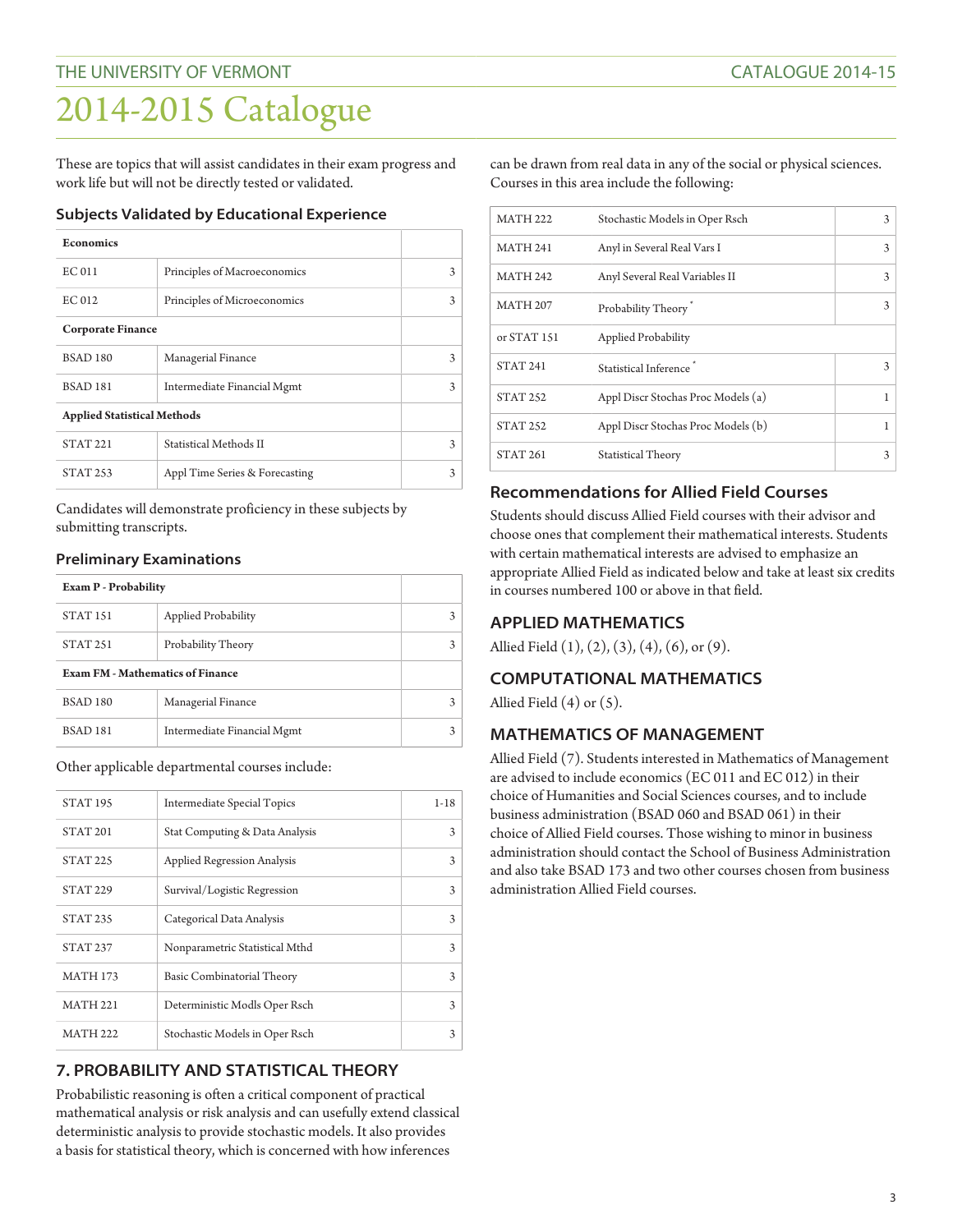These are topics that will assist candidates in their exam progress and work life but will not be directly tested or validated.

### Subjects Validated by Educational Experience

| | | |
|---|---|---|
| **Economics** | | |
| EC 011 | Principles of Macroeconomics | 3 |
| EC 012 | Principles of Microeconomics | 3 |
| **Corporate Finance** | | |
| BSAD 180 | Managerial Finance | 3 |
| BSAD 181 | Intermediate Financial Mgmt | 3 |
| **Applied Statistical Methods** | | |
| STAT 221 | Statistical Methods II | 3 |
| STAT 253 | Appl Time Series & Forecasting | 3 |

Candidates will demonstrate proficiency in these subjects by submitting transcripts.

### Preliminary Examinations

| | | |
|---|---|---|
| **Exam P - Probability** | | |
| STAT 151 | Applied Probability | 3 |
| STAT 251 | Probability Theory | 3 |
| **Exam FM - Mathematics of Finance** | | |
| BSAD 180 | Managerial Finance | 3 |
| BSAD 181 | Intermediate Financial Mgmt | 3 |

Other applicable departmental courses include:

| | | |
|---|---|---|
| STAT 195 | Intermediate Special Topics | 1-18 |
| STAT 201 | Stat Computing & Data Analysis | 3 |
| STAT 225 | Applied Regression Analysis | 3 |
| STAT 229 | Survival/Logistic Regression | 3 |
| STAT 235 | Categorical Data Analysis | 3 |
| STAT 237 | Nonparametric Statistical Mthd | 3 |
| MATH 173 | Basic Combinatorial Theory | 3 |
| MATH 221 | Deterministic Modls Oper Rsch | 3 |
| MATH 222 | Stochastic Models in Oper Rsch | 3 |

## 7. PROBABILITY AND STATISTICAL THEORY

Probabilistic reasoning is often a critical component of practical mathematical analysis or risk analysis and can usefully extend classical deterministic analysis to provide stochastic models. It also provides a basis for statistical theory, which is concerned with how inferences can be drawn from real data in any of the social or physical sciences. Courses in this area include the following:

| | | |
|---|---|---|
| MATH 222 | Stochastic Models in Oper Rsch | 3 |
| MATH 241 | Anyl in Several Real Vars I | 3 |
| MATH 242 | Anyl Several Real Variables II | 3 |
| MATH 207 | Probability Theory * | 3 |
| or STAT 151 | Applied Probability | |
| STAT 241 | Statistical Inference * | 3 |
| STAT 252 | Appl Discr Stochas Proc Models (a) | 1 |
| STAT 252 | Appl Discr Stochas Proc Models (b) | 1 |
| STAT 261 | Statistical Theory | 3 |

### Recommendations for Allied Field Courses

Students should discuss Allied Field courses with their advisor and choose ones that complement their mathematical interests. Students with certain mathematical interests are advised to emphasize an appropriate Allied Field as indicated below and take at least six credits in courses numbered 100 or above in that field.

### APPLIED MATHEMATICS

Allied Field (1), (2), (3), (4), (6), or (9).

### COMPUTATIONAL MATHEMATICS

Allied Field (4) or (5).

### MATHEMATICS OF MANAGEMENT

Allied Field (7). Students interested in Mathematics of Management are advised to include economics (EC 011 and EC 012) in their choice of Humanities and Social Sciences courses, and to include business administration (BSAD 060 and BSAD 061) in their choice of Allied Field courses. Those wishing to minor in business administration should contact the School of Business Administration and also take BSAD 173 and two other courses chosen from business administration Allied Field courses.